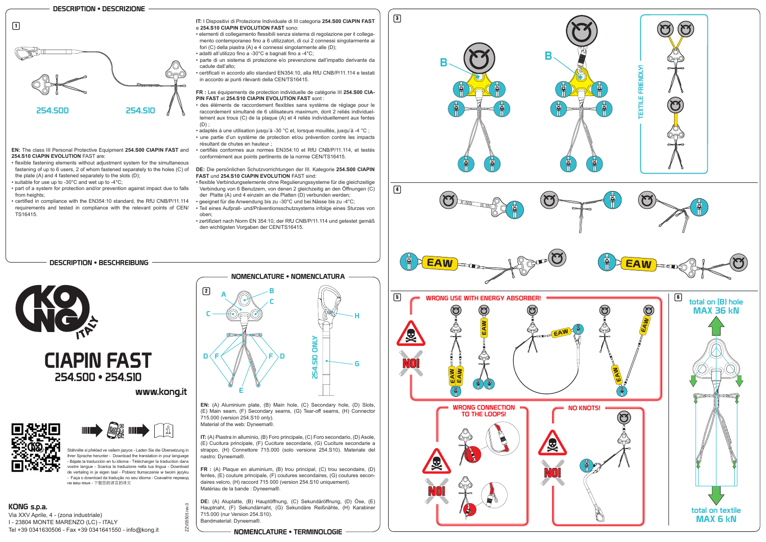## DESCRIPTION • DESCRIZIONE

1

254.S00 254.S10

**EN:** The class III Personal Protective Equipment **254.S00 CIAPIN FAST** and **254.S10 CIAPIN EVOLUTION** FAST are:
- flexible fastening elements without adjustment system for the simultaneous fastening of up to 6 users, 2 of whom fastened separately to the holes (C) of the plate (A) and 4 fastened separately to the slots (D);
- suitable for use up to -30°C and wet up to -4°C;
- part of a system for protection and/or prevention against impact due to falls from heights;
- certified in compliance with the EN354:10 standard, the RfU CNB/P/11.114 requirements and tested in compliance with the relevant points of CEN/TS16415.

**IT:** I Dispositivi di Protezione Individuale di III categoria **254.S00 CIAPIN FAST** e **254.S10 CIAPIN EVOLUTION FAST** sono:
- elementi di collegamento flessibili senza sistema di regolazione per il collegamento contemporaneo fino a 6 utilizzatori, di cui 2 connessi singolarmente ai fori (C) della piastra (A) e 4 connessi singolarmente alle (D);
- adatti all'utilizzo fino a -30°C e bagnati fino a -4°C;
- parte di un sistema di protezione e/o prevenzione dall'impatto derivante da cadute dall'alto;
- certificati in accordo allo standard EN354:10, alla RfU CNB/P/11.114 e testati in accordo ai punti rilevanti della CEN/TS16415.

**FR :** Les équipements de protection individuelle de catégorie III **254.S00 CIAPIN FAST** et **254.S10 CIAPIN EVOLUTION FAST** sont :
- des éléments de raccordement flexibles sans système de réglage pour le raccordement simultané de 6 utilisateurs maximum, dont 2 reliés individuellement aux trous (C) de la plaque (A) et 4 reliés individuellement aux fentes (D) ;
- adaptés à une utilisation jusqu'à -30 °C et, lorsque mouillés, jusqu'à -4 °C ;
- une partie d'un système de protection et/ou prévention contre les impacts résultant de chutes en hauteur ;
- certifiés conformes aux normes EN354:10 et RfU CNB/P/11.114, et testés conformément aux points pertinents de la norme CEN/TS16415.

**DE:** Die persönlichen Schutzvorrichtungen der III. Kategorie **254.S00 CIAPIN FAST** und **254.S10 CIAPIN EVOLUTION** FAST sind:
- flexible Verbindungselemente ohne Regulierungssysteme für die gleichzeitige Verbindung von 6 Benutzern, von denen 2 gleichzeitig an den Öffnungen (C) der Platte (A) und 4 einzeln an die Platten (D) verbunden werden;
- geeignet für die Anwendung bis zu -30°C und bei Nässe bis zu -4°C;
- Teil eines Aufprall- und/Präventionsschutzsystems infolge eines Sturzes von oben;
- zertifiziert nach Norm EN 354:10, der RfU CNB/P/11.114 und getestet gemäß den wichtigsten Vorgaben der CEN/TS16415.

## DESCRIPTION • BESCHREIBUNG

# CIAPIN FAST
## 254.S00 • 254.S10

www.kong.it

Stáhněte si překlad ve vašem jazyce - Laden Sie die Übersetzung in Ihrer Sprache herunter - Download the translation in your language - Bájate la traducción en tu idioma - Télécharger la traduction dans vostre langue - Scarica la traduzione nella tua lingua - Download de vertaling in je eigen taal - Pobierz tłumaczenie w twoim jezyku - Faça o download da tradução no seu idioma - Скачайте перевод на ваш язык - 下载您的语言的译文

**KONG s.p.a.**
Via XXV Aprile, 4 - (zona industriale)
I - 23804 MONTE MARENZO (LC) - ITALY
Tel +39 0341630506 - Fax +39 0341641550 - info@kong.it

ZZV06505 rev.0

## NOMENCLATURE • NOMENCLATURA

2

A B C C D F F D E H G 254.S10 ONLY

**EN:** (A) Aluminium plate, (B) Main hole, (C) Secondary hole, (D) Slots, (E) Main seam, (F) Secondary seams, (G) Tear-off seams, (H) Connector 715.000 (version 254.S10 only).
Material of the web: Dyneema®.

**IT:** (A) Piastra in alluminio, (B) Foro principale, (C) Foro secondario, (D) Asole, (E) Cucitura principale, (F) Cuciture secondarie, (G) Cuciture a strappo, (H) Connettore 715.000 (solo versione 254.S10). Materiale del nastro: Dyneema®.

**FR :** (A) Plaque en aluminium, (B) trou principal, (C) trou secondaire, (D) fentes, (E) couture principale, (F) coutures secondaires, (G) coutures velcro, (H) raccord 715 000 (version 254.S10 uniquement).
Matériau de la bande : Dyneema®.

**DE:** (A) Aluplatte, (B) Hauptöffnung, (C) Sekundäröffnung, (D) Öse, (E) Hauptnaht, (F) Sekundärnaht, (G) Sekundäre Reißnähte, (H) Karabiner 715.000 (nur Version 254.S10).
Bandmaterial: Dyneema®.

## NOMENCLATURE • TERMINOLOGIE

3

B B

TEXTILE FRIENDLY!

4

EAW EAW

5

WRONG USE WITH ENERGY ABSORBER!

NO!

WRONG CONNECTION TO THE LOOPS!

NO!

NO KNOTS!

NO!

6

total on (B) hole
MAX 36 kN

total on textile
MAX 6 kN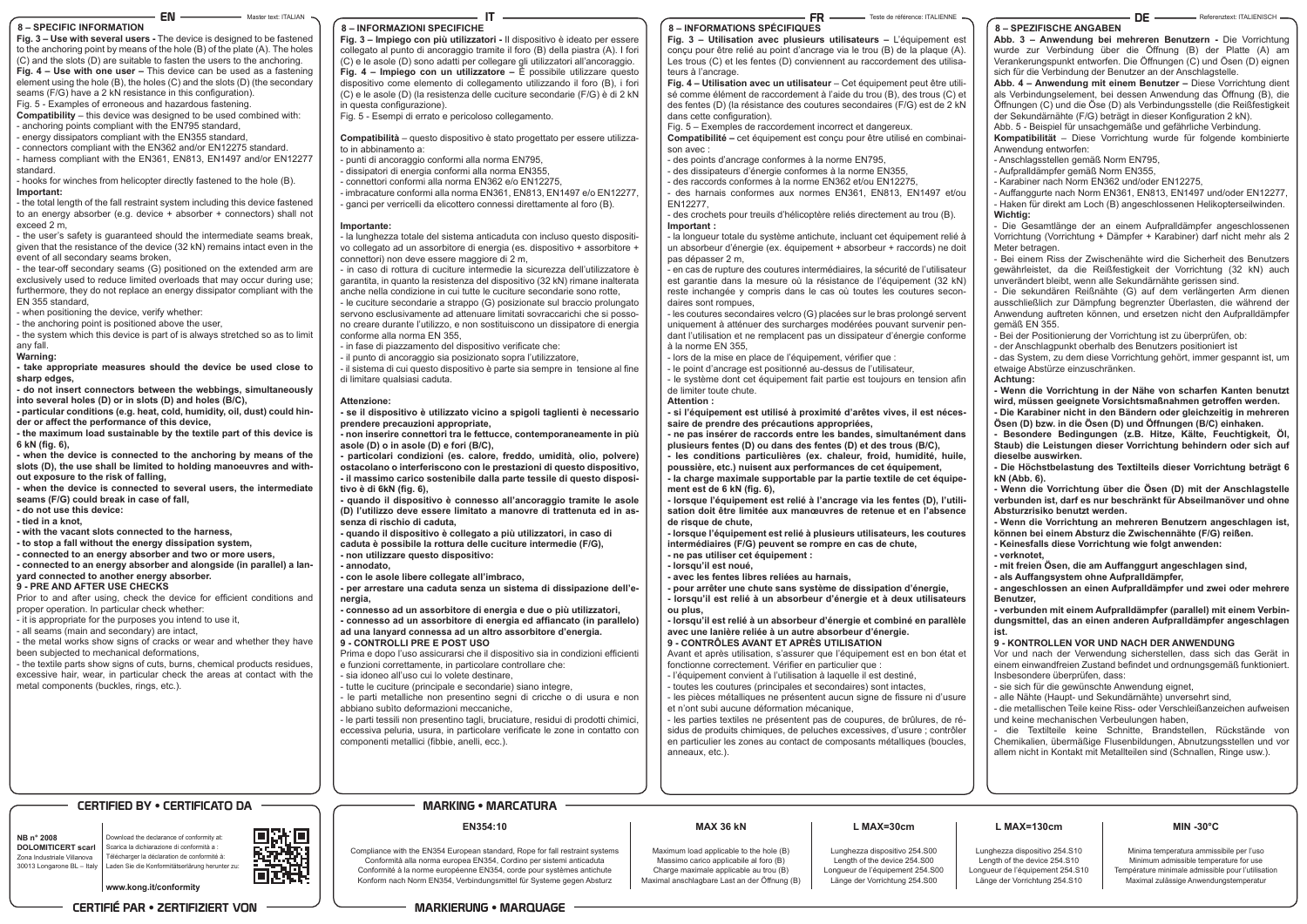## EN

Master text: ITALIAN

### 8 – SPECIFIC INFORMATION

**Fig. 3 – Use with several users -** The device is designed to be fastened to the anchoring point by means of the hole (B) of the plate (A). The holes (C) and the slots (D) are suitable to fasten the users to the anchoring.

**Fig. 4 – Use with one user –** This device can be used as a fastening element using the hole (B), the holes (C) and the slots (D) (the secondary seams (F/G) have a 2 kN resistance in this configuration).

Fig. 5 - Examples of erroneous and hazardous fastening.

**Compatibility** – this device was designed to be used combined with:

- anchoring points compliant with the EN795 standard,
- energy dissipators compliant with the EN355 standard,
- connectors compliant with the EN362 and/or EN12275 standard.
- harness compliant with the EN361, EN813, EN1497 and/or EN12277 standard.
- hooks for winches from helicopter directly fastened to the hole (B).

**Important:**

- the total length of the fall restraint system including this device fastened to an energy absorber (e.g. device + absorber + connectors) shall not exceed 2 m,
- the user's safety is guaranteed should the intermediate seams break, given that the resistance of the device (32 kN) remains intact even in the event of all secondary seams broken,
- the tear-off secondary seams (G) positioned on the extended arm are exclusively used to reduce limited overloads that may occur during use; furthermore, they do not replace an energy dissipator compliant with the EN 355 standard,
- when positioning the device, verify whether:
- it is appropriate for the purposes you intend to use it,
- the anchoring point is positioned above the user,
- the system which this device is part of is always stretched so as to limit any fall.

**Warning:**

**- take appropriate measures should the device be used close to sharp edges,**

**- do not insert connectors between the webbings, simultaneously into several holes (D) or in slots (D) and holes (B/C),**

**- particular conditions (e.g. heat, cold, humidity, oil, dust) could hinder or affect the performance of this device,**

**- the maximum load sustainable by the textile part of this device is 6 kN (fig. 6),**

**- when the device is connected to the anchoring by means of the slots (D), the use shall be limited to holding manoeuvres and without exposure to the risk of falling,**

**- when the device is connected to several users, the intermediate seams (F/G) could break in case of fall,**

**- do not use this device:**

**- tied in a knot,**

**- with the vacant slots connected to the harness,**

**- to stop a fall without the energy dissipation system,**

**- connected to an energy absorber and two or more users,**

**- connected to an energy absorber and alongside (in parallel) a lanyard connected to another energy absorber.**

### 9 - PRE AND AFTER USE CHECKS

Prior to and after using, check the device for efficient conditions and proper operation. In particular check whether:

- it is appropriate for the purposes you intend to use it,
- all seams (main and secondary) are intact,
- the metal works show signs of cracks or wear and whether they have been subjected to mechanical deformations,
- the textile parts show signs of cuts, burns, chemical products residues, excessive hair, wear, in particular check the areas at contact with the metal components (buckles, rings, etc.).

## IT

### 8 – INFORMAZIONI SPECIFICHE

**Fig. 3 – Impiego con più utilizzatori -** Il dispositivo è ideato per essere collegato al punto di ancoraggio tramite il foro (B) della piastra (A). I fori (C) e le asole (D) sono adatti per collegare gli utilizzatori all'ancoraggio.

**Fig. 4 – Impiego con un utilizzatore –** È possibile utilizzare questo dispositivo come elemento di collegamento utilizzando il foro (B), i fori (C) e le asole (D) (la resistenza delle cuciture secondarie (F/G) è di 2 kN in questa configurazione).

Fig. 5 - Esempi di errato e pericoloso collegamento.

**Compatibilità** – questo dispositivo è stato progettato per essere utilizzato in abbinamento a:

- punti di ancoraggio conformi alla norma EN795,
- dissipatori di energia conformi alla norma EN355,
- connettori conformi alla norma EN362 e/o EN12275,
- imbracature conformi alla norma EN361, EN813, EN1497 e/o EN12277,
- ganci per verricelli da elicottero connessi direttamente al foro (B).

**Importante:**

- la lunghezza totale del sistema anticaduta con incluso questo dispositivo collegato ad un assorbitore di energia (es. dispositivo + assorbitore + connettori) non deve essere maggiore di 2 m,
- in caso di rottura di cuciture intermedie la sicurezza dell'utilizzatore è garantita, in quanto la resistenza del dispositivo (32 kN) rimane inalterata anche nella condizione in cui tutte le cuciture secondarie sono rotte,
- le cuciture secondarie a strappo (G) posizionate sul braccio prolungato servono esclusivamente ad attenuare limitati sovraccarichi che si possono creare durante l'utilizzo, e non sostituiscono un dissipatore di energia conforme alla norma EN 355,
- in fase di piazzamento del dispositivo verificate che:
- il punto di ancoraggio sia posizionato sopra l'utilizzatore,
- il sistema di cui questo dispositivo è parte sia sempre in tensione al fine di limitare qualsiasi caduta.

**Attenzione:**

**- se il dispositivo è utilizzato vicino a spigoli taglienti è necessario prendere precauzioni appropriate,**

**- non inserire connettori tra le fettucce, contemporaneamente in più asole (D) o in asole (D) e fori (B/C),**

**- particolari condizioni (es. calore, freddo, umidità, olio, polvere) ostacolano o interferiscono con le prestazioni di questo dispositivo,**

**- il massimo carico sostenibile dalla parte tessile di questo dispositivo è di 6kN (fig. 6),**

**- quando il dispositivo è connesso all'ancoraggio tramite le asole (D) l'utilizzo deve essere limitato a manovre di trattenuta ed in assenza di rischio di caduta,**

**- quando il dispositivo è collegato a più utilizzatori, in caso di caduta è possibile la rottura delle cuciture intermedie (F/G),**

**- non utilizzare questo dispositivo:**

**- annodato,**

**- con le asole libere collegate all'imbraco,**

**- per arrestare una caduta senza un sistema di dissipazione dell'energia,**

**- connesso ad un assorbitore di energia e due o più utilizzatori,**

**- connesso ad un assorbitore di energia ed affiancato (in parallelo) ad una lanyard connessa ad un altro assorbitore d'energia.**

### 9 - CONTROLLI PRE E POST USO

Prima e dopo l'uso assicurarsi che il dispositivo sia in condizioni efficienti e funzioni correttamente, in particolare controllare che:

- sia idoneo all'uso cui lo volete destinare,
- tutte le cuciture (principale e secondarie) siano integre,
- le parti metalliche non presentino segni di cricche o di usura e non abbiano subito deformazioni meccaniche,
- le parti tessili non presentino tagli, bruciature, residui di prodotti chimici, eccessiva peluria, usura, in particolare verificate le zone in contatto con componenti metallici (fibbie, anelli, ecc.).

## FR

Teste de référence: ITALIENNE

### 8 – INFORMATIONS SPÉCIFIQUES

**Fig. 3 – Utilisation avec plusieurs utilisateurs –** L'équipement est conçu pour être relié au point d'ancrage via le trou (B) de la plaque (A). Les trous (C) et les fentes (D) conviennent au raccordement des utilisateurs à l'ancrage.

**Fig. 4 – Utilisation avec un utilisateur** – Cet équipement peut être utilisé comme élément de raccordement à l'aide du trou (B), des trous (C) et des fentes (D) (la résistance des coutures secondaires (F/G) est de 2 kN dans cette configuration).

Fig. 5 – Exemples de raccordement incorrect et dangereux.

**Compatibilité –** cet équipement est conçu pour être utilisé en combinaison avec :

- des points d'ancrage conformes à la norme EN795,
- des dissipateurs d'énergie conformes à la norme EN355,
- des raccords conformes à la norme EN362 et/ou EN12275,
- des harnais conformes aux normes EN361, EN813, EN1497 et/ou EN12277,
- des crochets pour treuils d'hélicoptère reliés directement au trou (B).

**Important :**

- la longueur totale du système antichute, incluant cet équipement relié à un absorbeur d'énergie (ex. équipement + absorbeur + raccords) ne doit pas dépasser 2 m,
- en cas de rupture des coutures intermédiaires, la sécurité de l'utilisateur est garantie dans la mesure où la résistance de l'équipement (32 kN) reste inchangée y compris dans le cas où toutes les coutures secondaires sont rompues,
- les coutures secondaires velcro (G) placées sur le bras prolongé servent uniquement à atténuer des surcharges modérées pouvant survenir pendant l'utilisation et ne remplacent pas un dissipateur d'énergie conforme à la norme EN 355,
- lors de la mise en place de l'équipement, vérifier que :
- le point d'ancrage est positionné au-dessus de l'utilisateur,
- le système dont cet équipement fait partie est toujours en tension afin de limiter toute chute.

**Attention :**

**- si l'équipement est utilisé à proximité d'arêtes vives, il est nécessaire de prendre des précautions appropriées,**

**- ne pas insérer de raccords entre les bandes, simultanément dans plusieurs fentes (D) ou dans des fentes (D) et des trous (B/C),**

**- les conditions particulières (ex. chaleur, froid, humidité, huile, poussière, etc.) nuisent aux performances de cet équipement,**

**- la charge maximale supportable par la partie textile de cet équipement est de 6 kN (fig. 6),**

**- lorsque l'équipement est relié à l'ancrage via les fentes (D), l'utilisation doit être limitée aux manœuvres de retenue et en l'absence de risque de chute,**

**- lorsque l'équipement est relié à plusieurs utilisateurs, les coutures intermédiaires (F/G) peuvent se rompre en cas de chute,**

**- ne pas utiliser cet équipement :**

**- lorsqu'il est noué,**

**- avec les fentes libres reliées au harnais,**

**- pour arrêter une chute sans système de dissipation d'énergie,**

**- lorsqu'il est relié à un absorbeur d'énergie et à deux utilisateurs ou plus,**

**- lorsqu'il est relié à un absorbeur d'énergie et combiné en parallèle avec une lanière reliée à un autre absorbeur d'énergie.**

### 9 - CONTRÔLES AVANT ET APRÈS UTILISATION

Avant et après utilisation, s'assurer que l'équipement est en bon état et fonctionne correctement. Vérifier en particulier que :

- l'équipement convient à l'utilisation à laquelle il est destiné,
- toutes les coutures (principales et secondaires) sont intactes,
- les pièces métalliques ne présentent aucun signe de fissure ni d'usure et n'ont subi aucune déformation mécanique,
- les parties textiles ne présentent pas de coupures, de brûlures, de résidus de produits chimiques, de peluches excessives, d'usure ; contrôler en particulier les zones au contact de composants métalliques (boucles, anneaux, etc.).

## DE

Referenztext: ITALIENISCH

### 8 – SPEZIFISCHE ANGABEN

**Abb. 3 – Anwendung bei mehreren Benutzern -** Die Vorrichtung wurde zur Verbindung über die Öffnung (B) der Platte (A) am Verankerungspunkt entworfen. Die Öffnungen (C) und Ösen (D) eignen sich für die Verbindung der Benutzer an der Anschlagstelle.

**Abb. 4 – Anwendung mit einem Benutzer –** Diese Vorrichtung dient als Verbindungselement, bei dessen Anwendung das Öffnung (B), die Öffnungen (C) und die Öse (D) als Verbindungsstelle (die Reißfestigkeit der Sekundärnähte (F/G) beträgt in dieser Konfiguration 2 kN).

Abb. 5 - Beispiel für unsachgemäße und gefährliche Verbindung.

**Kompatibilität** – Diese Vorrichtung wurde für folgende kombinierte Anwendung entworfen:

- Anschlagsstellen gemäß Norm EN795,
- Aufpralldämpfer gemäß Norm EN355,
- Karabiner nach Norm EN362 und/oder EN12275,
- Auffanggurte nach Norm EN361, EN813, EN1497 und/oder EN12277,
- Haken für direkt am Loch (B) angeschlossenen Helikopterseilwinden.

**Wichtig:**

- Die Gesamtlänge der an einem Aufpralldämpfer angeschlossenen Vorrichtung (Vorrichtung + Dämpfer + Karabiner) darf nicht mehr als 2 Meter betragen.
- Bei einem Riss der Zwischennähte wird die Sicherheit des Benutzers gewährleistet, da die Reißfestigkeit der Vorrichtung (32 kN) auch unverändert bleibt, wenn alle Sekundärnähte gerissen sind.
- Die sekundären Reißnähte (G) auf dem verlängerten Arm dienen ausschließlich zur Dämpfung begrenzter Überlasten, die während der Anwendung auftreten können, und ersetzen nicht den Aufpralldämpfer gemäß EN 355.
- Bei der Positionierung der Vorrichtung ist zu überprüfen, ob:
- der Anschlagpunkt oberhalb des Benutzers positioniert ist
- das System, zu dem diese Vorrichtung gehört, immer gespannt ist, um etwaige Abstürze einzuschränken.

**Achtung:**

**- Wenn die Vorrichtung in der Nähe von scharfen Kanten benutzt wird, müssen geeignete Vorsichtsmaßnahmen getroffen werden.**

**- Die Karabiner nicht in den Bändern oder gleichzeitig in mehreren Ösen (D) bzw. in die Ösen (D) und Öffnungen (B/C) einhaken.**

**- Besondere Bedingungen (z.B. Hitze, Kälte, Feuchtigkeit, Öl, Staub) die Leistungen dieser Vorrichtung behindern oder sich auf dieselbe auswirken.**

**- Die Höchstbelastung des Textilteils dieser Vorrichtung beträgt 6 kN (Abb. 6).**

**- Wenn die Vorrichtung über die Ösen (D) mit der Anschlagstelle verbunden ist, darf es nur beschränkt für Abseilmanöver und ohne Absturzrisiko benutzt werden.**

**- Wenn die Vorrichtung an mehreren Benutzern angeschlagen ist, können bei einem Absturz die Zwischennähte (F/G) reißen.**

**- Keinesfalls diese Vorrichtung wie folgt anwenden:**

**- verknotet,**

**- mit freien Ösen, die am Auffanggurt angeschlagen sind,**

**- als Auffangsystem ohne Aufpralldämpfer,**

**- angeschlossen an einen Aufpralldämpfer und zwei oder mehrere Benutzer,**

**- verbunden mit einem Aufpralldämpfer (parallel) mit einem Verbindungsmittel, das an einen anderen Aufpralldämpfer angeschlagen ist.**

### 9 - KONTROLLEN VOR UND NACH DER ANWENDUNG

Vor und nach der Verwendung sicherstellen, dass sich das Gerät in einem einwandfreien Zustand befindet und ordnungsgemäß funktioniert. Insbesondere überprüfen, dass:

- sie sich für die gewünschte Anwendung eignet,
- alle Nähte (Haupt- und Sekundärnähte) unversehrt sind,
- die metallischen Teile keine Riss- oder Verschleißanzeichen aufweisen und keine mechanischen Verbeulungen haben,
- die Textilteile keine Schnitte, Brandstellen, Rückstände von Chemikalien, übermäßige Flusenbildungen, Abnutzungsstellen und vor allem nicht in Kontakt mit Metallteilen sind (Schnallen, Ringe usw.).

## CERTIFIED BY • CERTIFICATO DA • CERTIFIÉ PAR • ZERTIFIZIERT VON

**NB n° 2008**
**DOLOMITICERT scarl**
Zona Industriale Villanova
30013 Longarone BL – Italy

Download the declarance of conformity at:
Scarica la dichiarazione di conformità a :
Télécharger la déclaration de conformité à:
Laden Sie die Konformitätserlärung herunter zu:

**www.kong.it/conformity**

## MARKING • MARCATURA • MARKIERUNG • MARQUAGE

| EN354:10 | MAX 36 kN | L MAX=30cm | L MAX=130cm | MIN -30°C |
|---|---|---|---|---|
| Compliance with the EN354 European standard, Rope for fall restraint systems<br>Conformità alla norma europea EN354, Cordino per sistemi anticaduta<br>Conformité à la norme européenne EN354, corde pour systèmes antichute<br>Konform nach Norm EN354, Verbindungsmittel für Systeme gegen Absturz | Maximum load applicable to the hole (B)<br>Massimo carico applicabile al foro (B)<br>Charge maximale applicable au trou (B)<br>Maximal anschlagbare Last an der Öffnung (B) | Lunghezza dispositivo 254.S00<br>Length of the device 254.S00<br>Longueur de l'équipement 254.S00<br>Länge der Vorrichtung 254.S00 | Lunghezza dispositivo 254.S10<br>Length of the device 254.S10<br>Longueur de l'équipement 254.S10<br>Länge der Vorrichtung 254.S10 | Minima temperatura ammissibile per l'uso<br>Minimum admissible temperature for use<br>Température minimale admissible pour l'utilisation<br>Maximal zulässige Anwendungstemperatur |